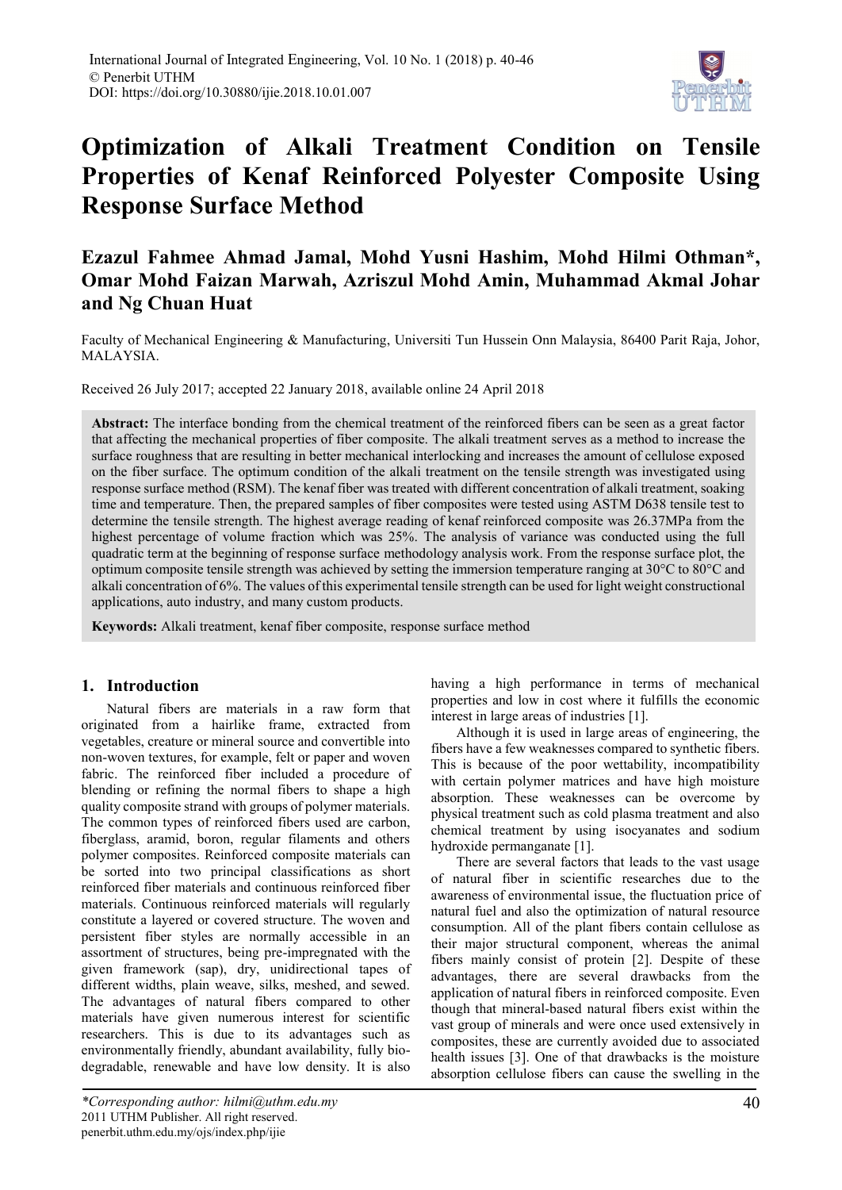# Optimization of Alkali Treatment Condition on Tensile Properties of Kenaf Reinforced Polyester Composite Using Response Surface Method

## Ezazul Fahmee Ahmad Jamal, Mohd Yusni Hashim, Mohd Hilmi Othman*, Omar Mohd Faizan Marwah, Azriszul Mohd Amin, Muhammad Akmal Johar and Ng Chuan Huat

Faculty of Mechanical Engineering & Manufacturing, Universiti Tun Hussein Onn Malaysia, 86400 Parit Raja, Johor, MALAYSIA.

Received 26 July 2017; accepted 22 January 2018, available online 24 April 2018

**Abstract:** The interface bonding from the chemical treatment of the reinforced fibers can be seen as a great factor that affecting the mechanical properties of fiber composite. The alkali treatment serves as a method to increase the surface roughness that are resulting in better mechanical interlocking and increases the amount of cellulose exposed on the fiber surface. The optimum condition of the alkali treatment on the tensile strength was investigated using response surface method (RSM). The kenaf fiber was treated with different concentration of alkali treatment, soaking time and temperature. Then, the prepared samples of fiber composites were tested using ASTM D638 tensile test to determine the tensile strength. The highest average reading of kenaf reinforced composite was 26.37MPa from the highest percentage of volume fraction which was 25%. The analysis of variance was conducted using the full quadratic term at the beginning of response surface methodology analysis work. From the response surface plot, the optimum composite tensile strength was achieved by setting the immersion temperature ranging at 30°C to 80°C and alkali concentration of 6%. The values of this experimental tensile strength can be used for light weight constructional applications, auto industry, and many custom products.

**Keywords:** Alkali treatment, kenaf fiber composite, response surface method

## 1. Introduction

Natural fibers are materials in a raw form that originated from a hairlike frame, extracted from vegetables, creature or mineral source and convertible into non-woven textures, for example, felt or paper and woven fabric. The reinforced fiber included a procedure of blending or refining the normal fibers to shape a high quality composite strand with groups of polymer materials. The common types of reinforced fibers used are carbon, fiberglass, aramid, boron, regular filaments and others polymer composites. Reinforced composite materials can be sorted into two principal classifications as short reinforced fiber materials and continuous reinforced fiber materials. Continuous reinforced materials will regularly constitute a layered or covered structure. The woven and persistent fiber styles are normally accessible in an assortment of structures, being pre-impregnated with the given framework (sap), dry, unidirectional tapes of different widths, plain weave, silks, meshed, and sewed. The advantages of natural fibers compared to other materials have given numerous interest for scientific researchers. This is due to its advantages such as environmentally friendly, abundant availability, fully bio-degradable, renewable and have low density. It is also having a high performance in terms of mechanical properties and low in cost where it fulfills the economic interest in large areas of industries [1].

Although it is used in large areas of engineering, the fibers have a few weaknesses compared to synthetic fibers. This is because of the poor wettability, incompatibility with certain polymer matrices and have high moisture absorption. These weaknesses can be overcome by physical treatment such as cold plasma treatment and also chemical treatment by using isocyanates and sodium hydroxide permanganate [1].

There are several factors that leads to the vast usage of natural fiber in scientific researches due to the awareness of environmental issue, the fluctuation price of natural fuel and also the optimization of natural resource consumption. All of the plant fibers contain cellulose as their major structural component, whereas the animal fibers mainly consist of protein [2]. Despite of these advantages, there are several drawbacks from the application of natural fibers in reinforced composite. Even though that mineral-based natural fibers exist within the vast group of minerals and were once used extensively in composites, these are currently avoided due to associated health issues [3]. One of that drawbacks is the moisture absorption cellulose fibers can cause the swelling in the

*Corresponding author: hilmi@uthm.edu.my
2011 UTHM Publisher. All right reserved.
penerbit.uthm.edu.my/ojs/index.php/ijie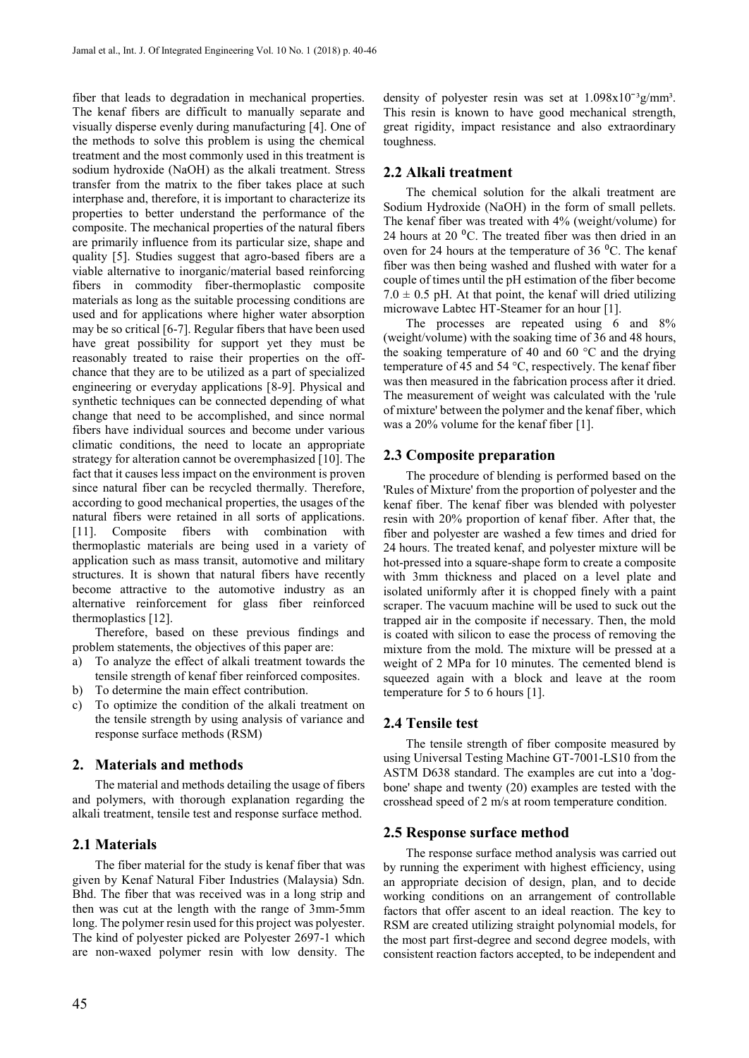fiber that leads to degradation in mechanical properties. The kenaf fibers are difficult to manually separate and visually disperse evenly during manufacturing [4]. One of the methods to solve this problem is using the chemical treatment and the most commonly used in this treatment is sodium hydroxide (NaOH) as the alkali treatment. Stress transfer from the matrix to the fiber takes place at such interphase and, therefore, it is important to characterize its properties to better understand the performance of the composite. The mechanical properties of the natural fibers are primarily influence from its particular size, shape and quality [5]. Studies suggest that agro-based fibers are a viable alternative to inorganic/material based reinforcing fibers in commodity fiber-thermoplastic composite materials as long as the suitable processing conditions are used and for applications where higher water absorption may be so critical [6-7]. Regular fibers that have been used have great possibility for support yet they must be reasonably treated to raise their properties on the off-chance that they are to be utilized as a part of specialized engineering or everyday applications [8-9]. Physical and synthetic techniques can be connected depending of what change that need to be accomplished, and since normal fibers have individual sources and become under various climatic conditions, the need to locate an appropriate strategy for alteration cannot be overemphasized [10]. The fact that it causes less impact on the environment is proven since natural fiber can be recycled thermally. Therefore, according to good mechanical properties, the usages of the natural fibers were retained in all sorts of applications. [11]. Composite fibers with combination with thermoplastic materials are being used in a variety of application such as mass transit, automotive and military structures. It is shown that natural fibers have recently become attractive to the automotive industry as an alternative reinforcement for glass fiber reinforced thermoplastics [12].

Therefore, based on these previous findings and problem statements, the objectives of this paper are:

a) To analyze the effect of alkali treatment towards the tensile strength of kenaf fiber reinforced composites.
b) To determine the main effect contribution.
c) To optimize the condition of the alkali treatment on the tensile strength by using analysis of variance and response surface methods (RSM)

## 2. Materials and methods

The material and methods detailing the usage of fibers and polymers, with thorough explanation regarding the alkali treatment, tensile test and response surface method.

### 2.1 Materials

The fiber material for the study is kenaf fiber that was given by Kenaf Natural Fiber Industries (Malaysia) Sdn. Bhd. The fiber that was received was in a long strip and then was cut at the length with the range of 3mm-5mm long. The polymer resin used for this project was polyester. The kind of polyester picked are Polyester 2697-1 which are non-waxed polymer resin with low density. The density of polyester resin was set at $1.098 \times 10^{-3}$g/mm³. This resin is known to have good mechanical strength, great rigidity, impact resistance and also extraordinary toughness.

### 2.2 Alkali treatment

The chemical solution for the alkali treatment are Sodium Hydroxide (NaOH) in the form of small pellets. The kenaf fiber was treated with 4% (weight/volume) for 24 hours at 20 $^{0}$C. The treated fiber was then dried in an oven for 24 hours at the temperature of 36 $^{0}$C. The kenaf fiber was then being washed and flushed with water for a couple of times until the pH estimation of the fiber become $7.0 \pm 0.5$ pH. At that point, the kenaf will dried utilizing microwave Labtec HT-Steamer for an hour [1].

The processes are repeated using 6 and 8% (weight/volume) with the soaking time of 36 and 48 hours, the soaking temperature of 40 and 60 °C and the drying temperature of 45 and 54 °C, respectively. The kenaf fiber was then measured in the fabrication process after it dried. The measurement of weight was calculated with the 'rule of mixture' between the polymer and the kenaf fiber, which was a 20% volume for the kenaf fiber [1].

### 2.3 Composite preparation

The procedure of blending is performed based on the 'Rules of Mixture' from the proportion of polyester and the kenaf fiber. The kenaf fiber was blended with polyester resin with 20% proportion of kenaf fiber. After that, the fiber and polyester are washed a few times and dried for 24 hours. The treated kenaf, and polyester mixture will be hot-pressed into a square-shape form to create a composite with 3mm thickness and placed on a level plate and isolated uniformly after it is chopped finely with a paint scraper. The vacuum machine will be used to suck out the trapped air in the composite if necessary. Then, the mold is coated with silicon to ease the process of removing the mixture from the mold. The mixture will be pressed at a weight of 2 MPa for 10 minutes. The cemented blend is squeezed again with a block and leave at the room temperature for 5 to 6 hours [1].

### 2.4 Tensile test

The tensile strength of fiber composite measured by using Universal Testing Machine GT-7001-LS10 from the ASTM D638 standard. The examples are cut into a 'dog-bone' shape and twenty (20) examples are tested with the crosshead speed of 2 m/s at room temperature condition.

### 2.5 Response surface method

The response surface method analysis was carried out by running the experiment with highest efficiency, using an appropriate decision of design, plan, and to decide working conditions on an arrangement of controllable factors that offer ascent to an ideal reaction. The key to RSM are created utilizing straight polynomial models, for the most part first-degree and second degree models, with consistent reaction factors accepted, to be independent and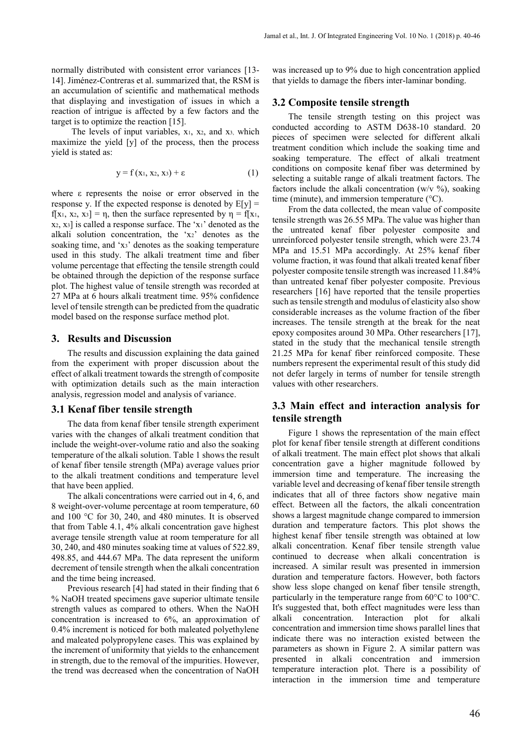normally distributed with consistent error variances [13-14]. Jiménez-Contreras et al. summarized that, the RSM is an accumulation of scientific and mathematical methods that displaying and investigation of issues in which a reaction of intrigue is affected by a few factors and the target is to optimize the reaction [15].

The levels of input variables, $x_1$, $x_2$, and $x_3$, which maximize the yield [y] of the process, then the process yield is stated as:

$$y = f(x_1, x_2, x_3) + \varepsilon \quad (1)$$

where ε represents the noise or error observed in the response y. If the expected response is denoted by $E[y] = f[x_1, x_2, x_3] = \eta$, then the surface represented by $\eta = f[x_1, x_2, x_3]$ is called a response surface. The '$x_1$' denoted as the alkali solution concentration, the '$x_2$' denotes as the soaking time, and '$x_3$' denotes as the soaking temperature used in this study. The alkali treatment time and fiber volume percentage that effecting the tensile strength could be obtained through the depiction of the response surface plot. The highest value of tensile strength was recorded at 27 MPa at 6 hours alkali treatment time. 95% confidence level of tensile strength can be predicted from the quadratic model based on the response surface method plot.

## 3. Results and Discussion

The results and discussion explaining the data gained from the experiment with proper discussion about the effect of alkali treatment towards the strength of composite with optimization details such as the main interaction analysis, regression model and analysis of variance.

### 3.1 Kenaf fiber tensile strength

The data from kenaf fiber tensile strength experiment varies with the changes of alkali treatment condition that include the weight-over-volume ratio and also the soaking temperature of the alkali solution. Table 1 shows the result of kenaf fiber tensile strength (MPa) average values prior to the alkali treatment conditions and temperature level that have been applied.

The alkali concentrations were carried out in 4, 6, and 8 weight-over-volume percentage at room temperature, 60 and 100 °C for 30, 240, and 480 minutes. It is observed that from Table 4.1, 4% alkali concentration gave highest average tensile strength value at room temperature for all 30, 240, and 480 minutes soaking time at values of 522.89, 498.85, and 444.67 MPa. The data represent the uniform decrement of tensile strength when the alkali concentration and the time being increased.

Previous research [4] had stated in their finding that 6 % NaOH treated specimens gave superior ultimate tensile strength values as compared to others. When the NaOH concentration is increased to 6%, an approximation of 0.4% increment is noticed for both maleated polyethylene and maleated polypropylene cases. This was explained by the increment of uniformity that yields to the enhancement in strength, due to the removal of the impurities. However, the trend was decreased when the concentration of NaOH was increased up to 9% due to high concentration applied that yields to damage the fibers inter-laminar bonding.

### 3.2 Composite tensile strength

The tensile strength testing on this project was conducted according to ASTM D638-10 standard. 20 pieces of specimen were selected for different alkali treatment condition which include the soaking time and soaking temperature. The effect of alkali treatment conditions on composite kenaf fiber was determined by selecting a suitable range of alkali treatment factors. The factors include the alkali concentration (w/v %), soaking time (minute), and immersion temperature (°C).

From the data collected, the mean value of composite tensile strength was 26.55 MPa. The value was higher than the untreated kenaf fiber polyester composite and unreinforced polyester tensile strength, which were 23.74 MPa and 15.51 MPa accordingly. At 25% kenaf fiber volume fraction, it was found that alkali treated kenaf fiber polyester composite tensile strength was increased 11.84% than untreated kenaf fiber polyester composite. Previous researchers [16] have reported that the tensile properties such as tensile strength and modulus of elasticity also show considerable increases as the volume fraction of the fiber increases. The tensile strength at the break for the neat epoxy composites around 30 MPa. Other researchers [17], stated in the study that the mechanical tensile strength 21.25 MPa for kenaf fiber reinforced composite. These numbers represent the experimental result of this study did not defer largely in terms of number for tensile strength values with other researchers.

### 3.3 Main effect and interaction analysis for tensile strength

Figure 1 shows the representation of the main effect plot for kenaf fiber tensile strength at different conditions of alkali treatment. The main effect plot shows that alkali concentration gave a higher magnitude followed by immersion time and temperature. The increasing the variable level and decreasing of kenaf fiber tensile strength indicates that all of three factors show negative main effect. Between all the factors, the alkali concentration shows a largest magnitude change compared to immersion duration and temperature factors. This plot shows the highest kenaf fiber tensile strength was obtained at low alkali concentration. Kenaf fiber tensile strength value continued to decrease when alkali concentration is increased. A similar result was presented in immersion duration and temperature factors. However, both factors show less slope changed on kenaf fiber tensile strength, particularly in the temperature range from 60°C to 100°C. It's suggested that, both effect magnitudes were less than alkali concentration. Interaction plot for alkali concentration and immersion time shows parallel lines that indicate there was no interaction existed between the parameters as shown in Figure 2. A similar pattern was presented in alkali concentration and immersion temperature interaction plot. There is a possibility of interaction in the immersion time and temperature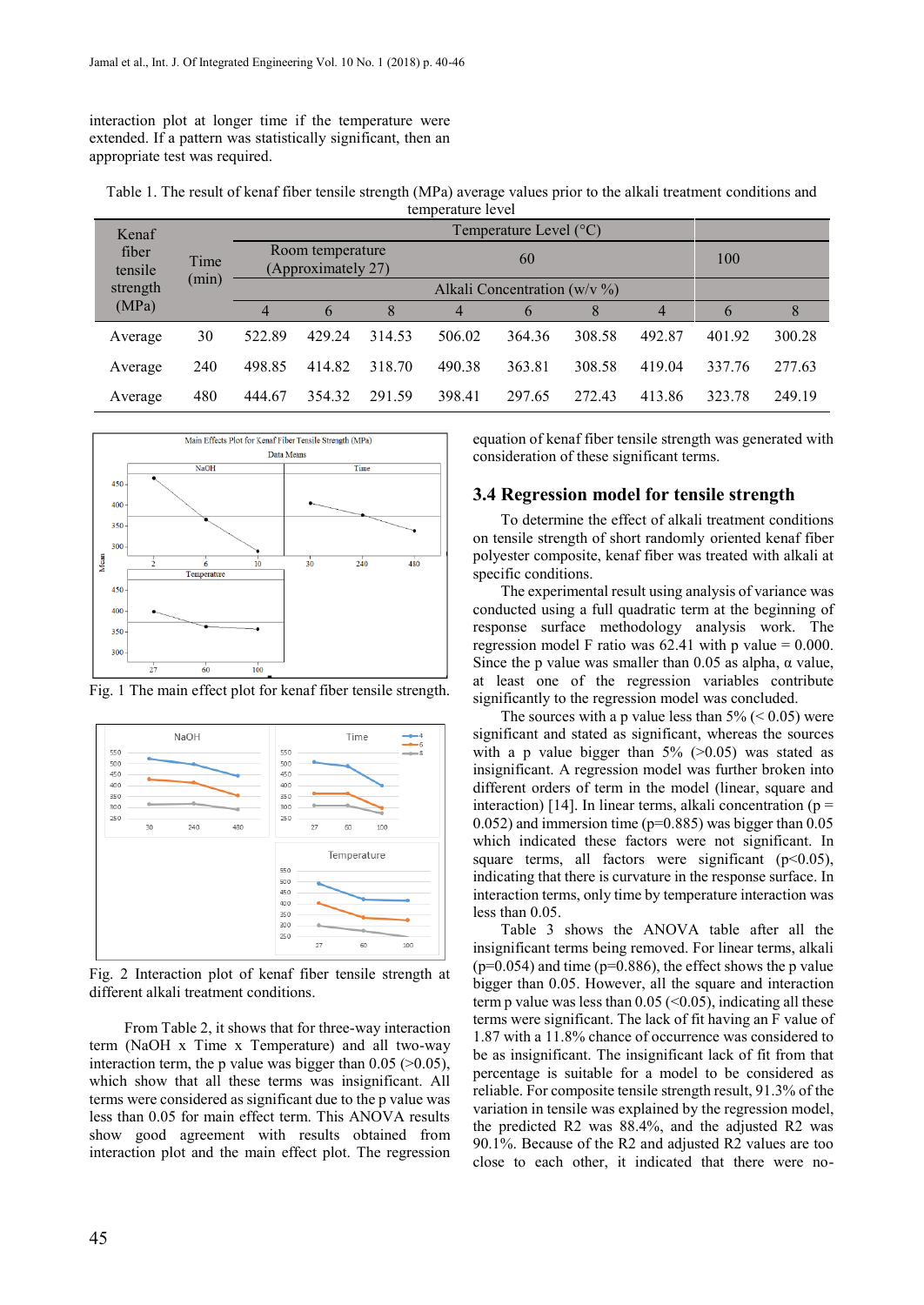interaction plot at longer time if the temperature were extended. If a pattern was statistically significant, then an appropriate test was required.

Table 1. The result of kenaf fiber tensile strength (MPa) average values prior to the alkali treatment conditions and temperature level

| Kenaf fiber tensile strength (MPa) | Time (min) | Temperature Level (°C) | | | | | | | | |
|---|---|---|---|---|---|---|---|---|---|---|
| | | Room temperature (Approximately 27) | | | 60 | | | 100 | | |
| | | Alkali Concentration (w/v %) | | | | | | | | |
| | | 4 | 6 | 8 | 4 | 6 | 8 | 4 | 6 | 8 |
| Average | 30 | 522.89 | 429.24 | 314.53 | 506.02 | 364.36 | 308.58 | 492.87 | 401.92 | 300.28 |
| Average | 240 | 498.85 | 414.82 | 318.70 | 490.38 | 363.81 | 308.58 | 419.04 | 337.76 | 277.63 |
| Average | 480 | 444.67 | 354.32 | 291.59 | 398.41 | 297.65 | 272.43 | 413.86 | 323.78 | 249.19 |

Fig. 1 The main effect plot for kenaf fiber tensile strength.

Fig. 2 Interaction plot of kenaf fiber tensile strength at different alkali treatment conditions.

From Table 2, it shows that for three-way interaction term (NaOH x Time x Temperature) and all two-way interaction term, the p value was bigger than 0.05 (>0.05), which show that all these terms was insignificant. All terms were considered as significant due to the p value was less than 0.05 for main effect term. This ANOVA results show good agreement with results obtained from interaction plot and the main effect plot. The regression equation of kenaf fiber tensile strength was generated with consideration of these significant terms.

## 3.4 Regression model for tensile strength

To determine the effect of alkali treatment conditions on tensile strength of short randomly oriented kenaf fiber polyester composite, kenaf fiber was treated with alkali at specific conditions.

The experimental result using analysis of variance was conducted using a full quadratic term at the beginning of response surface methodology analysis work. The regression model F ratio was 62.41 with p value = 0.000. Since the p value was smaller than 0.05 as alpha, α value, at least one of the regression variables contribute significantly to the regression model was concluded.

The sources with a p value less than 5% (< 0.05) were significant and stated as significant, whereas the sources with a p value bigger than 5% (>0.05) was stated as insignificant. A regression model was further broken into different orders of term in the model (linear, square and interaction) [14]. In linear terms, alkali concentration (p = 0.052) and immersion time (p=0.885) was bigger than 0.05 which indicated these factors were not significant. In square terms, all factors were significant (p<0.05), indicating that there is curvature in the response surface. In interaction terms, only time by temperature interaction was less than 0.05.

Table 3 shows the ANOVA table after all the insignificant terms being removed. For linear terms, alkali (p=0.054) and time (p=0.886), the effect shows the p value bigger than 0.05. However, all the square and interaction term p value was less than 0.05 (<0.05), indicating all these terms were significant. The lack of fit having an F value of 1.87 with a 11.8% chance of occurrence was considered to be as insignificant. The insignificant lack of fit from that percentage is suitable for a model to be considered as reliable. For composite tensile strength result, 91.3% of the variation in tensile was explained by the regression model, the predicted R2 was 88.4%, and the adjusted R2 was 90.1%. Because of the R2 and adjusted R2 values are too close to each other, it indicated that there were no-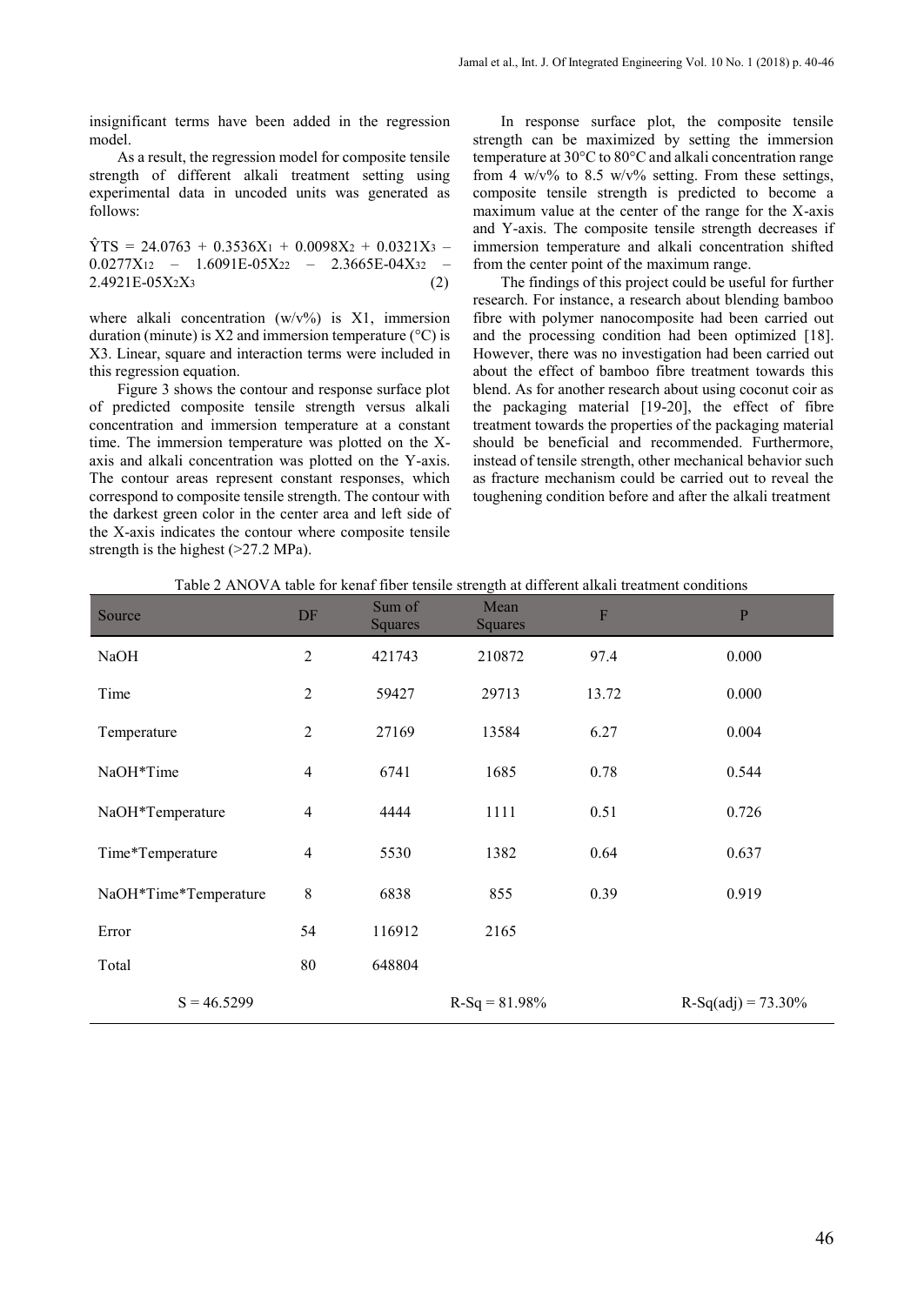insignificant terms have been added in the regression model.

As a result, the regression model for composite tensile strength of different alkali treatment setting using experimental data in uncoded units was generated as follows:

$$\hat{Y}TS = 24.0763 + 0.3536X_1 + 0.0098X_2 + 0.0321X_3 - 0.0277X_1^2 - 1.6091E\text{-}05X_2^2 - 2.3665E\text{-}04X_3^2 - 2.4921E\text{-}05X_2X_3 \quad (2)$$

where alkali concentration (w/v%) is $X_1$, immersion duration (minute) is $X_2$ and immersion temperature (°C) is $X_3$. Linear, square and interaction terms were included in this regression equation.

Figure 3 shows the contour and response surface plot of predicted composite tensile strength versus alkali concentration and immersion temperature at a constant time. The immersion temperature was plotted on the X-axis and alkali concentration was plotted on the Y-axis. The contour areas represent constant responses, which correspond to composite tensile strength. The contour with the darkest green color in the center area and left side of the X-axis indicates the contour where composite tensile strength is the highest (>27.2 MPa).

In response surface plot, the composite tensile strength can be maximized by setting the immersion temperature at 30°C to 80°C and alkali concentration range from 4 w/v% to 8.5 w/v% setting. From these settings, composite tensile strength is predicted to become a maximum value at the center of the range for the X-axis and Y-axis. The composite tensile strength decreases if immersion temperature and alkali concentration shifted from the center point of the maximum range.

The findings of this project could be useful for further research. For instance, a research about blending bamboo fibre with polymer nanocomposite had been carried out and the processing condition had been optimized [18]. However, there was no investigation had been carried out about the effect of bamboo fibre treatment towards this blend. As for another research about using coconut coir as the packaging material [19-20], the effect of fibre treatment towards the properties of the packaging material should be beneficial and recommended. Furthermore, instead of tensile strength, other mechanical behavior such as fracture mechanism could be carried out to reveal the toughening condition before and after the alkali treatment

Table 2 ANOVA table for kenaf fiber tensile strength at different alkali treatment conditions

| Source | DF | Sum of Squares | Mean Squares | F | P |
|---|---|---|---|---|---|
| NaOH | 2 | 421743 | 210872 | 97.4 | 0.000 |
| Time | 2 | 59427 | 29713 | 13.72 | 0.000 |
| Temperature | 2 | 27169 | 13584 | 6.27 | 0.004 |
| NaOH*Time | 4 | 6741 | 1685 | 0.78 | 0.544 |
| NaOH*Temperature | 4 | 4444 | 1111 | 0.51 | 0.726 |
| Time*Temperature | 4 | 5530 | 1382 | 0.64 | 0.637 |
| NaOH*Time*Temperature | 8 | 6838 | 855 | 0.39 | 0.919 |
| Error | 54 | 116912 | 2165 | | |
| Total | 80 | 648804 | | | |
| S = 46.5299 | | R-Sq = 81.98% | | | R-Sq(adj) = 73.30% |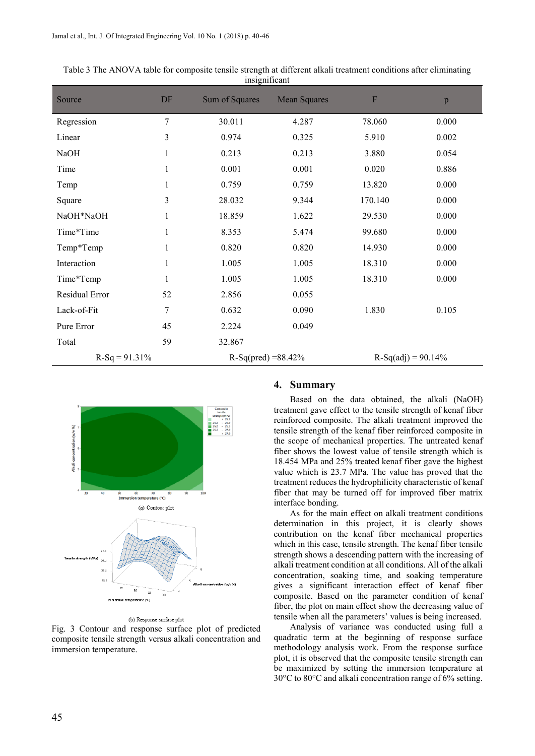Table 3 The ANOVA table for composite tensile strength at different alkali treatment conditions after eliminating insignificant

| Source | DF | Sum of Squares | Mean Squares | F | p |
|---|---|---|---|---|---|
| Regression | 7 | 30.011 | 4.287 | 78.060 | 0.000 |
| Linear | 3 | 0.974 | 0.325 | 5.910 | 0.002 |
| NaOH | 1 | 0.213 | 0.213 | 3.880 | 0.054 |
| Time | 1 | 0.001 | 0.001 | 0.020 | 0.886 |
| Temp | 1 | 0.759 | 0.759 | 13.820 | 0.000 |
| Square | 3 | 28.032 | 9.344 | 170.140 | 0.000 |
| NaOH*NaOH | 1 | 18.859 | 1.622 | 29.530 | 0.000 |
| Time*Time | 1 | 8.353 | 5.474 | 99.680 | 0.000 |
| Temp*Temp | 1 | 0.820 | 0.820 | 14.930 | 0.000 |
| Interaction | 1 | 1.005 | 1.005 | 18.310 | 0.000 |
| Time*Temp | 1 | 1.005 | 1.005 | 18.310 | 0.000 |
| Residual Error | 52 | 2.856 | 0.055 | | |
| Lack-of-Fit | 7 | 0.632 | 0.090 | 1.830 | 0.105 |
| Pure Error | 45 | 2.224 | 0.049 | | |
| Total | 59 | 32.867 | | | |
| R-Sq = 91.31% | | R-Sq(pred) =88.42% | | R-Sq(adj) = 90.14% | |

(a) Contour plot

(b) Response surface plot

Fig. 3 Contour and response surface plot of predicted composite tensile strength versus alkali concentration and immersion temperature.

## 4. Summary

Based on the data obtained, the alkali (NaOH) treatment gave effect to the tensile strength of kenaf fiber reinforced composite. The alkali treatment improved the tensile strength of the kenaf fiber reinforced composite in the scope of mechanical properties. The untreated kenaf fiber shows the lowest value of tensile strength which is 18.454 MPa and 25% treated kenaf fiber gave the highest value which is 23.7 MPa. The value has proved that the treatment reduces the hydrophilicity characteristic of kenaf fiber that may be turned off for improved fiber matrix interface bonding.

As for the main effect on alkali treatment conditions determination in this project, it is clearly shows contribution on the kenaf fiber mechanical properties which in this case, tensile strength. The kenaf fiber tensile strength shows a descending pattern with the increasing of alkali treatment condition at all conditions. All of the alkali concentration, soaking time, and soaking temperature gives a significant interaction effect of kenaf fiber composite. Based on the parameter condition of kenaf fiber, the plot on main effect show the decreasing value of tensile when all the parameters' values is being increased.

Analysis of variance was conducted using full a quadratic term at the beginning of response surface methodology analysis work. From the response surface plot, it is observed that the composite tensile strength can be maximized by setting the immersion temperature at 30°C to 80°C and alkali concentration range of 6% setting.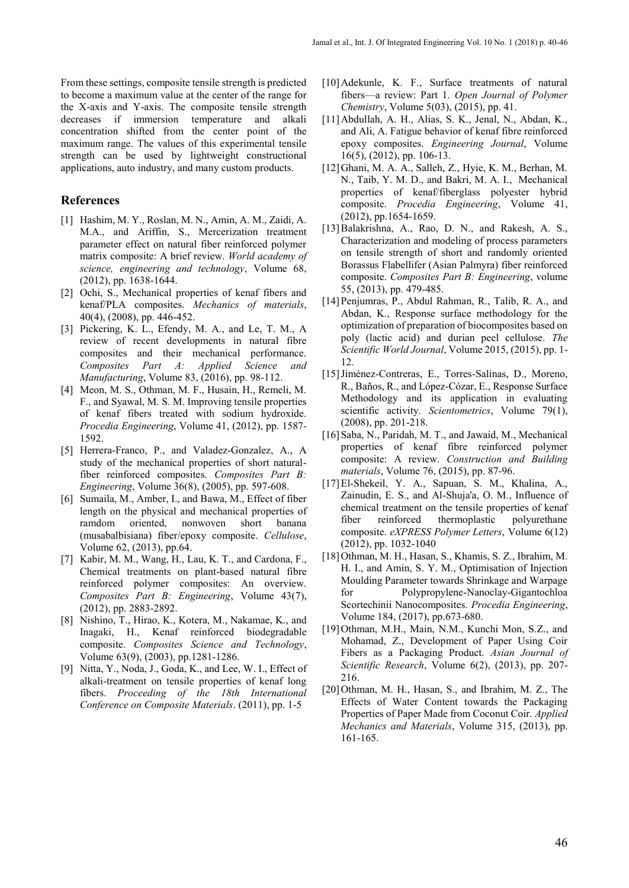From these settings, composite tensile strength is predicted to become a maximum value at the center of the range for the X-axis and Y-axis. The composite tensile strength decreases if immersion temperature and alkali concentration shifted from the center point of the maximum range. The values of this experimental tensile strength can be used by lightweight constructional applications, auto industry, and many custom products.

## References

[1] Hashim, M. Y., Roslan, M. N., Amin, A. M., Zaidi, A. M.A., and Ariffin, S., Mercerization treatment parameter effect on natural fiber reinforced polymer matrix composite: A brief review. *World academy of science, engineering and technology*, Volume 68, (2012), pp. 1638-1644.

[2] Ochi, S., Mechanical properties of kenaf fibers and kenaf/PLA composites. *Mechanics of materials*, 40(4), (2008), pp. 446-452.

[3] Pickering, K. L., Efendy, M. A., and Le, T. M., A review of recent developments in natural fibre composites and their mechanical performance. *Composites Part A: Applied Science and Manufacturing*, Volume 83, (2016), pp. 98-112.

[4] Meon, M. S., Othman, M. F., Husain, H., Remeli, M. F., and Syawal, M. S. M. Improving tensile properties of kenaf fibers treated with sodium hydroxide. *Procedia Engineering*, Volume 41, (2012), pp. 1587-1592.

[5] Herrera-Franco, P., and Valadez-Gonzalez, A., A study of the mechanical properties of short natural-fiber reinforced composites. *Composites Part B: Engineering*, Volume 36(8), (2005), pp. 597-608.

[6] Sumaila, M., Amber, I., and Bawa, M., Effect of fiber length on the physical and mechanical properties of ramdom oriented, nonwoven short banana (musabalbisiana) fiber/epoxy composite. *Cellulose*, Volume 62, (2013), pp.64.

[7] Kabir, M. M., Wang, H., Lau, K. T., and Cardona, F., Chemical treatments on plant-based natural fibre reinforced polymer composites: An overview. *Composites Part B: Engineering*, Volume 43(7), (2012), pp. 2883-2892.

[8] Nishino, T., Hirao, K., Kotera, M., Nakamae, K., and Inagaki, H., Kenaf reinforced biodegradable composite. *Composites Science and Technology*, Volume 63(9), (2003), pp.1281-1286.

[9] Nitta, Y., Noda, J., Goda, K., and Lee, W. I., Effect of alkali-treatment on tensile properties of kenaf long fibers. *Proceeding of the 18th International Conference on Composite Materials*. (2011), pp. 1-5

[10] Adekunle, K. F., Surface treatments of natural fibers—a review: Part 1. *Open Journal of Polymer Chemistry*, Volume 5(03), (2015), pp. 41.

[11] Abdullah, A. H., Alias, S. K., Jenal, N., Abdan, K., and Ali, A. Fatigue behavior of kenaf fibre reinforced epoxy composites. *Engineering Journal*, Volume 16(5), (2012), pp. 106-13.

[12] Ghani, M. A. A., Salleh, Z., Hyie, K. M., Berhan, M. N., Taib, Y. M. D., and Bakri, M. A. I., Mechanical properties of kenaf/fiberglass polyester hybrid composite. *Procedia Engineering*, Volume 41, (2012), pp.1654-1659.

[13] Balakrishna, A., Rao, D. N., and Rakesh, A. S., Characterization and modeling of process parameters on tensile strength of short and randomly oriented Borassus Flabellifer (Asian Palmyra) fiber reinforced composite. *Composites Part B: Engineering*, volume 55, (2013), pp. 479-485.

[14] Penjumras, P., Abdul Rahman, R., Talib, R. A., and Abdan, K., Response surface methodology for the optimization of preparation of biocomposites based on poly (lactic acid) and durian peel cellulose. *The Scientific World Journal*, Volume 2015, (2015), pp. 1-12.

[15] Jiménez-Contreras, E., Torres-Salinas, D., Moreno, R., Baños, R., and López-Cózar, E., Response Surface Methodology and its application in evaluating scientific activity. *Scientometrics*, Volume 79(1), (2008), pp. 201-218.

[16] Saba, N., Paridah, M. T., and Jawaid, M., Mechanical properties of kenaf fibre reinforced polymer composite: A review. *Construction and Building materials*, Volume 76, (2015), pp. 87-96.

[17] El-Shekeil, Y. A., Sapuan, S. M., Khalina, A., Zainudin, E. S., and Al-Shuja'a, O. M., Influence of chemical treatment on the tensile properties of kenaf fiber reinforced thermoplastic polyurethane composite. *eXPRESS Polymer Letters*, Volume 6(12) (2012), pp. 1032-1040

[18] Othman, M. H., Hasan, S., Khamis, S. Z., Ibrahim, M. H. I., and Amin, S. Y. M., Optimisation of Injection Moulding Parameter towards Shrinkage and Warpage for Polypropylene-Nanoclay-Gigantochloa Scortechinii Nanocomposites. *Procedia Engineering*, Volume 184, (2017), pp.673-680.

[19] Othman, M.H., Main, N.M., Kunchi Mon, S.Z., and Mohamad, Z., Development of Paper Using Coir Fibers as a Packaging Product. *Asian Journal of Scientific Research*, Volume 6(2), (2013), pp. 207-216.

[20] Othman, M. H., Hasan, S., and Ibrahim, M. Z., The Effects of Water Content towards the Packaging Properties of Paper Made from Coconut Coir. *Applied Mechanics and Materials*, Volume 315, (2013), pp. 161-165.